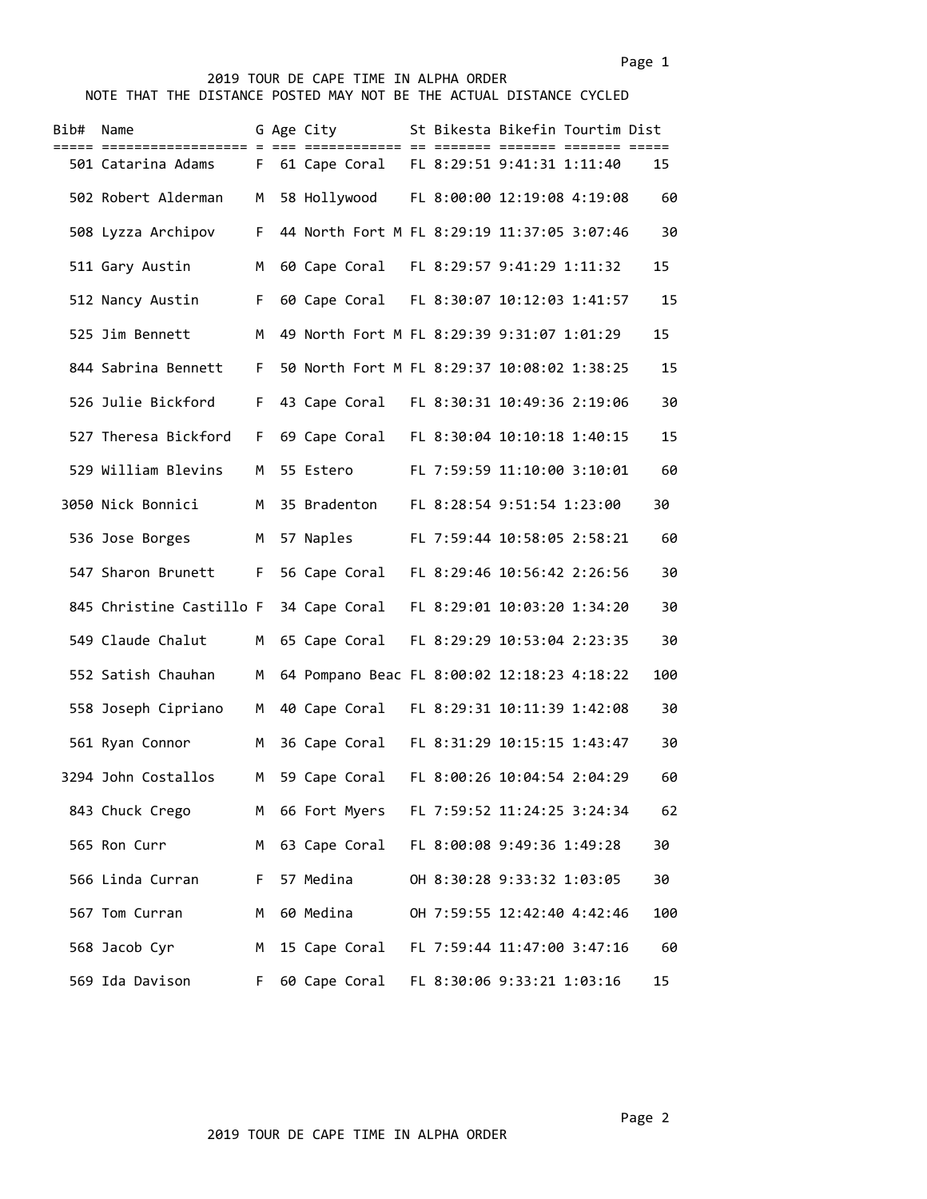# 2019 TOUR DE CAPE TIME IN ALPHA ORDER

NOTE THAT THE DISTANCE POSTED MAY NOT BE THE ACTUAL DISTANCE CYCLED

| Bib# | Name | G | Age | City | St | Bikesta | Bikefin | Tourtim | Dist |
|---|---|---|---|---|---|---|---|---|---|
| 501 | Catarina Adams | F | 61 | Cape Coral | FL | 8:29:51 | 9:41:31 | 1:11:40 | 15 |
| 502 | Robert Alderman | M | 58 | Hollywood | FL | 8:00:00 | 12:19:08 | 4:19:08 | 60 |
| 508 | Lyzza Archipov | F | 44 | North Fort M | FL | 8:29:19 | 11:37:05 | 3:07:46 | 30 |
| 511 | Gary Austin | M | 60 | Cape Coral | FL | 8:29:57 | 9:41:29 | 1:11:32 | 15 |
| 512 | Nancy Austin | F | 60 | Cape Coral | FL | 8:30:07 | 10:12:03 | 1:41:57 | 15 |
| 525 | Jim Bennett | M | 49 | North Fort M | FL | 8:29:39 | 9:31:07 | 1:01:29 | 15 |
| 844 | Sabrina Bennett | F | 50 | North Fort M | FL | 8:29:37 | 10:08:02 | 1:38:25 | 15 |
| 526 | Julie Bickford | F | 43 | Cape Coral | FL | 8:30:31 | 10:49:36 | 2:19:06 | 30 |
| 527 | Theresa Bickford | F | 69 | Cape Coral | FL | 8:30:04 | 10:10:18 | 1:40:15 | 15 |
| 529 | William Blevins | M | 55 | Estero | FL | 7:59:59 | 11:10:00 | 3:10:01 | 60 |
| 3050 | Nick Bonnici | M | 35 | Bradenton | FL | 8:28:54 | 9:51:54 | 1:23:00 | 30 |
| 536 | Jose Borges | M | 57 | Naples | FL | 7:59:44 | 10:58:05 | 2:58:21 | 60 |
| 547 | Sharon Brunett | F | 56 | Cape Coral | FL | 8:29:46 | 10:56:42 | 2:26:56 | 30 |
| 845 | Christine Castillo | F | 34 | Cape Coral | FL | 8:29:01 | 10:03:20 | 1:34:20 | 30 |
| 549 | Claude Chalut | M | 65 | Cape Coral | FL | 8:29:29 | 10:53:04 | 2:23:35 | 30 |
| 552 | Satish Chauhan | M | 64 | Pompano Beac | FL | 8:00:02 | 12:18:23 | 4:18:22 | 100 |
| 558 | Joseph Cipriano | M | 40 | Cape Coral | FL | 8:29:31 | 10:11:39 | 1:42:08 | 30 |
| 561 | Ryan Connor | M | 36 | Cape Coral | FL | 8:31:29 | 10:15:15 | 1:43:47 | 30 |
| 3294 | John Costallos | M | 59 | Cape Coral | FL | 8:00:26 | 10:04:54 | 2:04:29 | 60 |
| 843 | Chuck Crego | M | 66 | Fort Myers | FL | 7:59:52 | 11:24:25 | 3:24:34 | 62 |
| 565 | Ron Curr | M | 63 | Cape Coral | FL | 8:00:08 | 9:49:36 | 1:49:28 | 30 |
| 566 | Linda Curran | F | 57 | Medina | OH | 8:30:28 | 9:33:32 | 1:03:05 | 30 |
| 567 | Tom Curran | M | 60 | Medina | OH | 7:59:55 | 12:42:40 | 4:42:46 | 100 |
| 568 | Jacob Cyr | M | 15 | Cape Coral | FL | 7:59:44 | 11:47:00 | 3:47:16 | 60 |
| 569 | Ida Davison | F | 60 | Cape Coral | FL | 8:30:06 | 9:33:21 | 1:03:16 | 15 |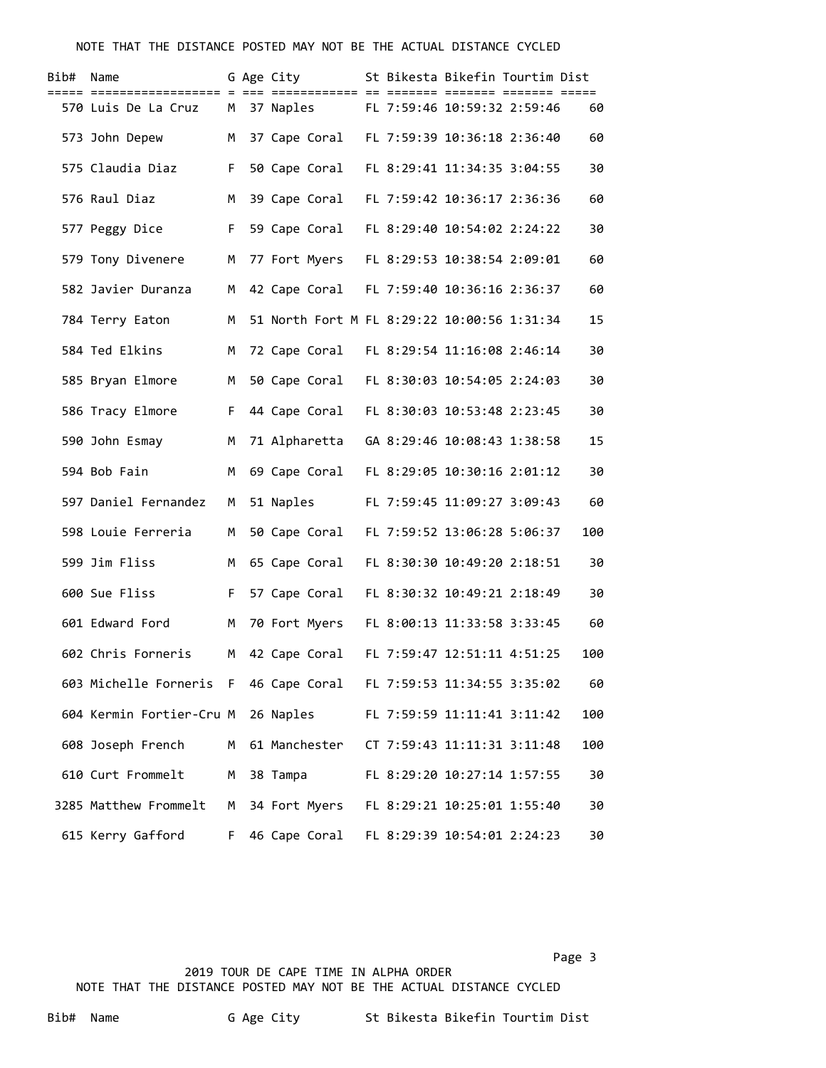NOTE THAT THE DISTANCE POSTED MAY NOT BE THE ACTUAL DISTANCE CYCLED

| Bib# | Name | G | Age | City | St | Bikesta | Bikefin | Tourtim | Dist |
|---|---|---|---|---|---|---|---|---|---|
| 570 | Luis De La Cruz | M | 37 | Naples | FL | 7:59:46 | 10:59:32 | 2:59:46 | 60 |
| 573 | John Depew | M | 37 | Cape Coral | FL | 7:59:39 | 10:36:18 | 2:36:40 | 60 |
| 575 | Claudia Diaz | F | 50 | Cape Coral | FL | 8:29:41 | 11:34:35 | 3:04:55 | 30 |
| 576 | Raul Diaz | M | 39 | Cape Coral | FL | 7:59:42 | 10:36:17 | 2:36:36 | 60 |
| 577 | Peggy Dice | F | 59 | Cape Coral | FL | 8:29:40 | 10:54:02 | 2:24:22 | 30 |
| 579 | Tony Divenere | M | 77 | Fort Myers | FL | 8:29:53 | 10:38:54 | 2:09:01 | 60 |
| 582 | Javier Duranza | M | 42 | Cape Coral | FL | 7:59:40 | 10:36:16 | 2:36:37 | 60 |
| 784 | Terry Eaton | M | 51 | North Fort M | FL | 8:29:22 | 10:00:56 | 1:31:34 | 15 |
| 584 | Ted Elkins | M | 72 | Cape Coral | FL | 8:29:54 | 11:16:08 | 2:46:14 | 30 |
| 585 | Bryan Elmore | M | 50 | Cape Coral | FL | 8:30:03 | 10:54:05 | 2:24:03 | 30 |
| 586 | Tracy Elmore | F | 44 | Cape Coral | FL | 8:30:03 | 10:53:48 | 2:23:45 | 30 |
| 590 | John Esmay | M | 71 | Alpharetta | GA | 8:29:46 | 10:08:43 | 1:38:58 | 15 |
| 594 | Bob Fain | M | 69 | Cape Coral | FL | 8:29:05 | 10:30:16 | 2:01:12 | 30 |
| 597 | Daniel Fernandez | M | 51 | Naples | FL | 7:59:45 | 11:09:27 | 3:09:43 | 60 |
| 598 | Louie Ferreria | M | 50 | Cape Coral | FL | 7:59:52 | 13:06:28 | 5:06:37 | 100 |
| 599 | Jim Fliss | M | 65 | Cape Coral | FL | 8:30:30 | 10:49:20 | 2:18:51 | 30 |
| 600 | Sue Fliss | F | 57 | Cape Coral | FL | 8:30:32 | 10:49:21 | 2:18:49 | 30 |
| 601 | Edward Ford | M | 70 | Fort Myers | FL | 8:00:13 | 11:33:58 | 3:33:45 | 60 |
| 602 | Chris Forneris | M | 42 | Cape Coral | FL | 7:59:47 | 12:51:11 | 4:51:25 | 100 |
| 603 | Michelle Forneris | F | 46 | Cape Coral | FL | 7:59:53 | 11:34:55 | 3:35:02 | 60 |
| 604 | Kermin Fortier-Cru | M | 26 | Naples | FL | 7:59:59 | 11:11:41 | 3:11:42 | 100 |
| 608 | Joseph French | M | 61 | Manchester | CT | 7:59:43 | 11:11:31 | 3:11:48 | 100 |
| 610 | Curt Frommelt | M | 38 | Tampa | FL | 8:29:20 | 10:27:14 | 1:57:55 | 30 |
| 3285 | Matthew Frommelt | M | 34 | Fort Myers | FL | 8:29:21 | 10:25:01 | 1:55:40 | 30 |
| 615 | Kerry Gafford | F | 46 | Cape Coral | FL | 8:29:39 | 10:54:01 | 2:24:23 | 30 |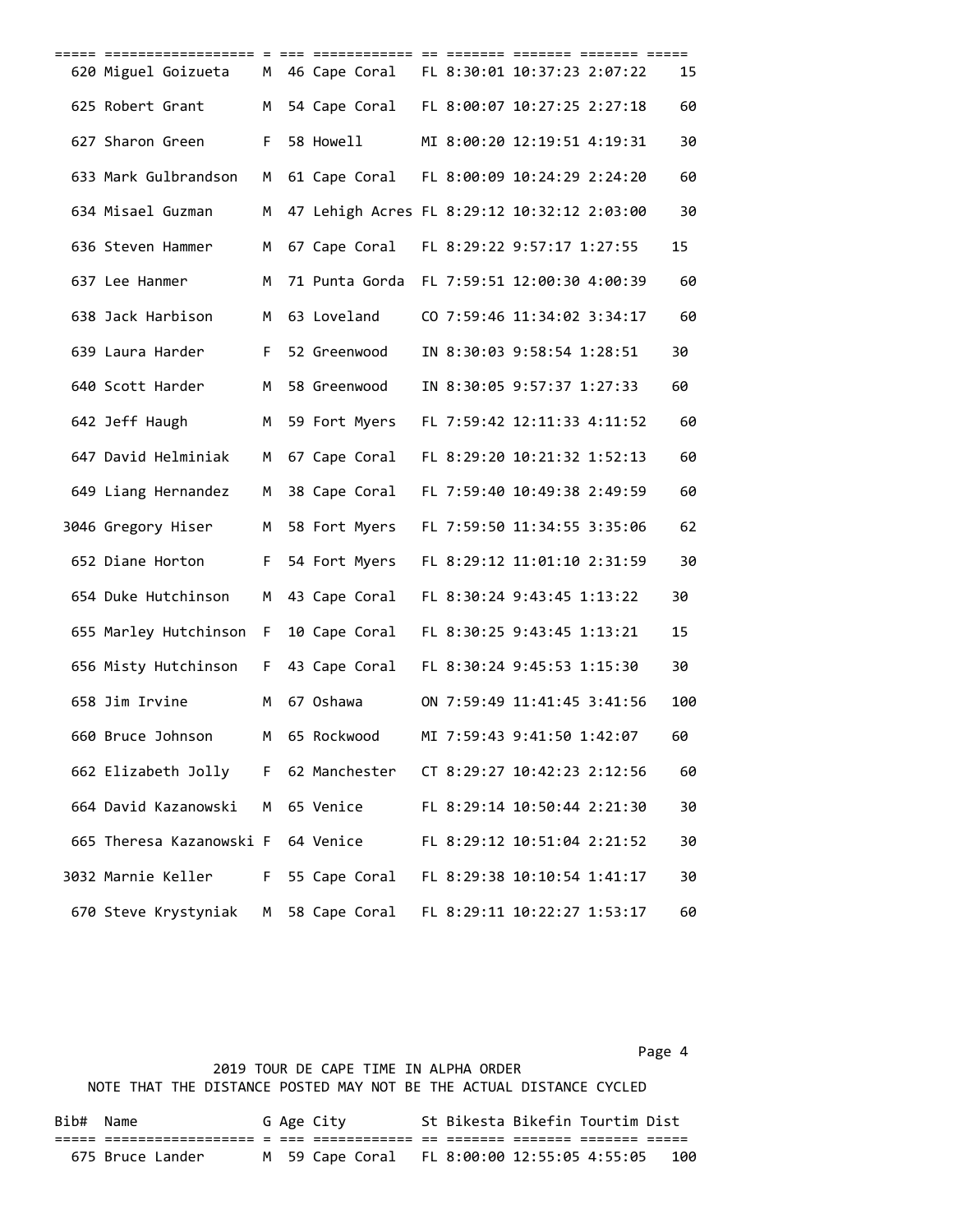| Bib# | Name | G | Age | City | St | Bikesta | Bikefin | Tourtim | Dist |
|---|---|---|---|---|---|---|---|---|---|
| 620 | Miguel Goizueta | M | 46 | Cape Coral | FL | 8:30:01 | 10:37:23 | 2:07:22 | 15 |
| 625 | Robert Grant | M | 54 | Cape Coral | FL | 8:00:07 | 10:27:25 | 2:27:18 | 60 |
| 627 | Sharon Green | F | 58 | Howell | MI | 8:00:20 | 12:19:51 | 4:19:31 | 30 |
| 633 | Mark Gulbrandson | M | 61 | Cape Coral | FL | 8:00:09 | 10:24:29 | 2:24:20 | 60 |
| 634 | Misael Guzman | M | 47 | Lehigh Acres | FL | 8:29:12 | 10:32:12 | 2:03:00 | 30 |
| 636 | Steven Hammer | M | 67 | Cape Coral | FL | 8:29:22 | 9:57:17 | 1:27:55 | 15 |
| 637 | Lee Hanmer | M | 71 | Punta Gorda | FL | 7:59:51 | 12:00:30 | 4:00:39 | 60 |
| 638 | Jack Harbison | M | 63 | Loveland | CO | 7:59:46 | 11:34:02 | 3:34:17 | 60 |
| 639 | Laura Harder | F | 52 | Greenwood | IN | 8:30:03 | 9:58:54 | 1:28:51 | 30 |
| 640 | Scott Harder | M | 58 | Greenwood | IN | 8:30:05 | 9:57:37 | 1:27:33 | 60 |
| 642 | Jeff Haugh | M | 59 | Fort Myers | FL | 7:59:42 | 12:11:33 | 4:11:52 | 60 |
| 647 | David Helminiak | M | 67 | Cape Coral | FL | 8:29:20 | 10:21:32 | 1:52:13 | 60 |
| 649 | Liang Hernandez | M | 38 | Cape Coral | FL | 7:59:40 | 10:49:38 | 2:49:59 | 60 |
| 3046 | Gregory Hiser | M | 58 | Fort Myers | FL | 7:59:50 | 11:34:55 | 3:35:06 | 62 |
| 652 | Diane Horton | F | 54 | Fort Myers | FL | 8:29:12 | 11:01:10 | 2:31:59 | 30 |
| 654 | Duke Hutchinson | M | 43 | Cape Coral | FL | 8:30:24 | 9:43:45 | 1:13:22 | 30 |
| 655 | Marley Hutchinson | F | 10 | Cape Coral | FL | 8:30:25 | 9:43:45 | 1:13:21 | 15 |
| 656 | Misty Hutchinson | F | 43 | Cape Coral | FL | 8:30:24 | 9:45:53 | 1:15:30 | 30 |
| 658 | Jim Irvine | M | 67 | Oshawa | ON | 7:59:49 | 11:41:45 | 3:41:56 | 100 |
| 660 | Bruce Johnson | M | 65 | Rockwood | MI | 7:59:43 | 9:41:50 | 1:42:07 | 60 |
| 662 | Elizabeth Jolly | F | 62 | Manchester | CT | 8:29:27 | 10:42:23 | 2:12:56 | 60 |
| 664 | David Kazanowski | M | 65 | Venice | FL | 8:29:14 | 10:50:44 | 2:21:30 | 30 |
| 665 | Theresa Kazanowski | F | 64 | Venice | FL | 8:29:12 | 10:51:04 | 2:21:52 | 30 |
| 3032 | Marnie Keller | F | 55 | Cape Coral | FL | 8:29:38 | 10:10:54 | 1:41:17 | 30 |
| 670 | Steve Krystyniak | M | 58 | Cape Coral | FL | 8:29:11 | 10:22:27 | 1:53:17 | 60 |

2019 TOUR DE CAPE TIME IN ALPHA ORDER
NOTE THAT THE DISTANCE POSTED MAY NOT BE THE ACTUAL DISTANCE CYCLED

| Bib# | Name | G | Age | City | St | Bikesta | Bikefin | Tourtim | Dist |
|---|---|---|---|---|---|---|---|---|---|
| 675 | Bruce Lander | M | 59 | Cape Coral | FL | 8:00:00 | 12:55:05 | 4:55:05 | 100 |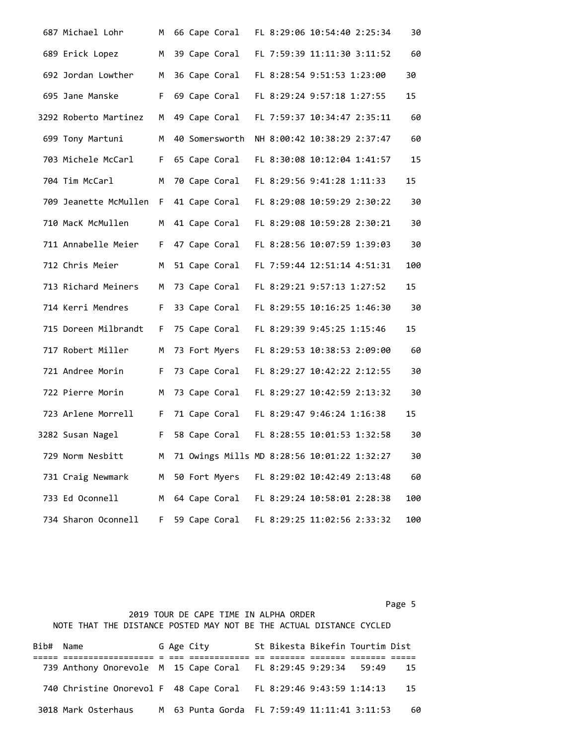| Bib# | Name | G | Age | City | St | Bikesta | Bikefin | Tourtim | Dist |
|---|---|---|---|---|---|---|---|---|---|
| 687 | Michael Lohr | M | 66 | Cape Coral | FL | 8:29:06 | 10:54:40 | 2:25:34 | 30 |
| 689 | Erick Lopez | M | 39 | Cape Coral | FL | 7:59:39 | 11:11:30 | 3:11:52 | 60 |
| 692 | Jordan Lowther | M | 36 | Cape Coral | FL | 8:28:54 | 9:51:53 | 1:23:00 | 30 |
| 695 | Jane Manske | F | 69 | Cape Coral | FL | 8:29:24 | 9:57:18 | 1:27:55 | 15 |
| 3292 | Roberto Martinez | M | 49 | Cape Coral | FL | 7:59:37 | 10:34:47 | 2:35:11 | 60 |
| 699 | Tony Martuni | M | 40 | Somersworth | NH | 8:00:42 | 10:38:29 | 2:37:47 | 60 |
| 703 | Michele McCarl | F | 65 | Cape Coral | FL | 8:30:08 | 10:12:04 | 1:41:57 | 15 |
| 704 | Tim McCarl | M | 70 | Cape Coral | FL | 8:29:56 | 9:41:28 | 1:11:33 | 15 |
| 709 | Jeanette McMullen | F | 41 | Cape Coral | FL | 8:29:08 | 10:59:29 | 2:30:22 | 30 |
| 710 | MacK McMullen | M | 41 | Cape Coral | FL | 8:29:08 | 10:59:28 | 2:30:21 | 30 |
| 711 | Annabelle Meier | F | 47 | Cape Coral | FL | 8:28:56 | 10:07:59 | 1:39:03 | 30 |
| 712 | Chris Meier | M | 51 | Cape Coral | FL | 7:59:44 | 12:51:14 | 4:51:31 | 100 |
| 713 | Richard Meiners | M | 73 | Cape Coral | FL | 8:29:21 | 9:57:13 | 1:27:52 | 15 |
| 714 | Kerri Mendres | F | 33 | Cape Coral | FL | 8:29:55 | 10:16:25 | 1:46:30 | 30 |
| 715 | Doreen Milbrandt | F | 75 | Cape Coral | FL | 8:29:39 | 9:45:25 | 1:15:46 | 15 |
| 717 | Robert Miller | M | 73 | Fort Myers | FL | 8:29:53 | 10:38:53 | 2:09:00 | 60 |
| 721 | Andree Morin | F | 73 | Cape Coral | FL | 8:29:27 | 10:42:22 | 2:12:55 | 30 |
| 722 | Pierre Morin | M | 73 | Cape Coral | FL | 8:29:27 | 10:42:59 | 2:13:32 | 30 |
| 723 | Arlene Morrell | F | 71 | Cape Coral | FL | 8:29:47 | 9:46:24 | 1:16:38 | 15 |
| 3282 | Susan Nagel | F | 58 | Cape Coral | FL | 8:28:55 | 10:01:53 | 1:32:58 | 30 |
| 729 | Norm Nesbitt | M | 71 | Owings Mills | MD | 8:28:56 | 10:01:22 | 1:32:27 | 30 |
| 731 | Craig Newmark | M | 50 | Fort Myers | FL | 8:29:02 | 10:42:49 | 2:13:48 | 60 |
| 733 | Ed Oconnell | M | 64 | Cape Coral | FL | 8:29:24 | 10:58:01 | 2:28:38 | 100 |
| 734 | Sharon Oconnell | F | 59 | Cape Coral | FL | 8:29:25 | 11:02:56 | 2:33:32 | 100 |

2019 TOUR DE CAPE TIME IN ALPHA ORDER

NOTE THAT THE DISTANCE POSTED MAY NOT BE THE ACTUAL DISTANCE CYCLED

| Bib# | Name | G | Age | City | St | Bikesta | Bikefin | Tourtim | Dist |
|---|---|---|---|---|---|---|---|---|---|
| 739 | Anthony Onorevole | M | 15 | Cape Coral | FL | 8:29:45 | 9:29:34 | 59:49 | 15 |
| 740 | Christine Onorevol | F | 48 | Cape Coral | FL | 8:29:46 | 9:43:59 | 1:14:13 | 15 |
| 3018 | Mark Osterhaus | M | 63 | Punta Gorda | FL | 7:59:49 | 11:11:41 | 3:11:53 | 60 |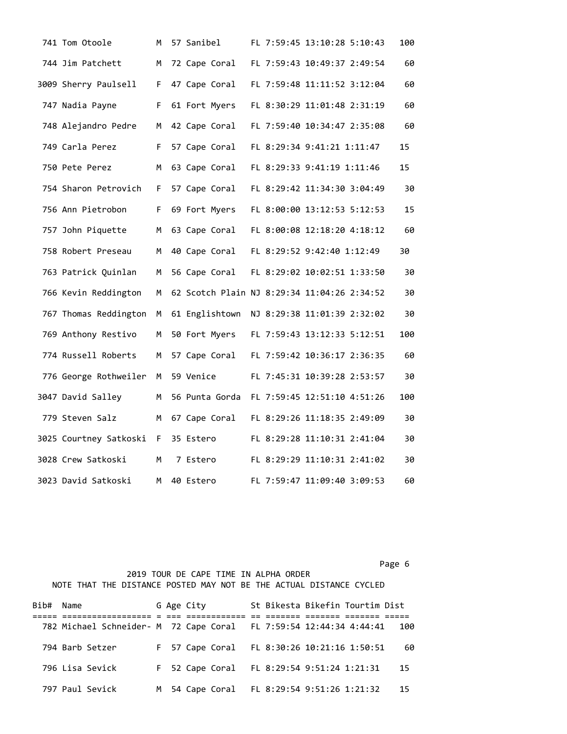| Bib# | Name | G | Age | City | St | Bikesta | Bikefin | Tourtim | Dist |
|---|---|---|---|---|---|---|---|---|---|
| 741 | Tom Otoole | M | 57 | Sanibel | FL | 7:59:45 | 13:10:28 | 5:10:43 | 100 |
| 744 | Jim Patchett | M | 72 | Cape Coral | FL | 7:59:43 | 10:49:37 | 2:49:54 | 60 |
| 3009 | Sherry Paulsell | F | 47 | Cape Coral | FL | 7:59:48 | 11:11:52 | 3:12:04 | 60 |
| 747 | Nadia Payne | F | 61 | Fort Myers | FL | 8:30:29 | 11:01:48 | 2:31:19 | 60 |
| 748 | Alejandro Pedre | M | 42 | Cape Coral | FL | 7:59:40 | 10:34:47 | 2:35:08 | 60 |
| 749 | Carla Perez | F | 57 | Cape Coral | FL | 8:29:34 | 9:41:21 | 1:11:47 | 15 |
| 750 | Pete Perez | M | 63 | Cape Coral | FL | 8:29:33 | 9:41:19 | 1:11:46 | 15 |
| 754 | Sharon Petrovich | F | 57 | Cape Coral | FL | 8:29:42 | 11:34:30 | 3:04:49 | 30 |
| 756 | Ann Pietrobon | F | 69 | Fort Myers | FL | 8:00:00 | 13:12:53 | 5:12:53 | 15 |
| 757 | John Piquette | M | 63 | Cape Coral | FL | 8:00:08 | 12:18:20 | 4:18:12 | 60 |
| 758 | Robert Preseau | M | 40 | Cape Coral | FL | 8:29:52 | 9:42:40 | 1:12:49 | 30 |
| 763 | Patrick Quinlan | M | 56 | Cape Coral | FL | 8:29:02 | 10:02:51 | 1:33:50 | 30 |
| 766 | Kevin Reddington | M | 62 | Scotch Plain | NJ | 8:29:34 | 11:04:26 | 2:34:52 | 30 |
| 767 | Thomas Reddington | M | 61 | Englishtown | NJ | 8:29:38 | 11:01:39 | 2:32:02 | 30 |
| 769 | Anthony Restivo | M | 50 | Fort Myers | FL | 7:59:43 | 13:12:33 | 5:12:51 | 100 |
| 774 | Russell Roberts | M | 57 | Cape Coral | FL | 7:59:42 | 10:36:17 | 2:36:35 | 60 |
| 776 | George Rothweiler | M | 59 | Venice | FL | 7:45:31 | 10:39:28 | 2:53:57 | 30 |
| 3047 | David Salley | M | 56 | Punta Gorda | FL | 7:59:45 | 12:51:10 | 4:51:26 | 100 |
| 779 | Steven Salz | M | 67 | Cape Coral | FL | 8:29:26 | 11:18:35 | 2:49:09 | 30 |
| 3025 | Courtney Satkoski | F | 35 | Estero | FL | 8:29:28 | 11:10:31 | 2:41:04 | 30 |
| 3028 | Crew Satkoski | M | 7 | Estero | FL | 8:29:29 | 11:10:31 | 2:41:02 | 30 |
| 3023 | David Satkoski | M | 40 | Estero | FL | 7:59:47 | 11:09:40 | 3:09:53 | 60 |

2019 TOUR DE CAPE TIME IN ALPHA ORDER

NOTE THAT THE DISTANCE POSTED MAY NOT BE THE ACTUAL DISTANCE CYCLED

| Bib# | Name | G | Age | City | St | Bikesta | Bikefin | Tourtim | Dist |
|---|---|---|---|---|---|---|---|---|---|
| 782 | Michael Schneider- | M | 72 | Cape Coral | FL | 7:59:54 | 12:44:34 | 4:44:41 | 100 |
| 794 | Barb Setzer | F | 57 | Cape Coral | FL | 8:30:26 | 10:21:16 | 1:50:51 | 60 |
| 796 | Lisa Sevick | F | 52 | Cape Coral | FL | 8:29:54 | 9:51:24 | 1:21:31 | 15 |
| 797 | Paul Sevick | M | 54 | Cape Coral | FL | 8:29:54 | 9:51:26 | 1:21:32 | 15 |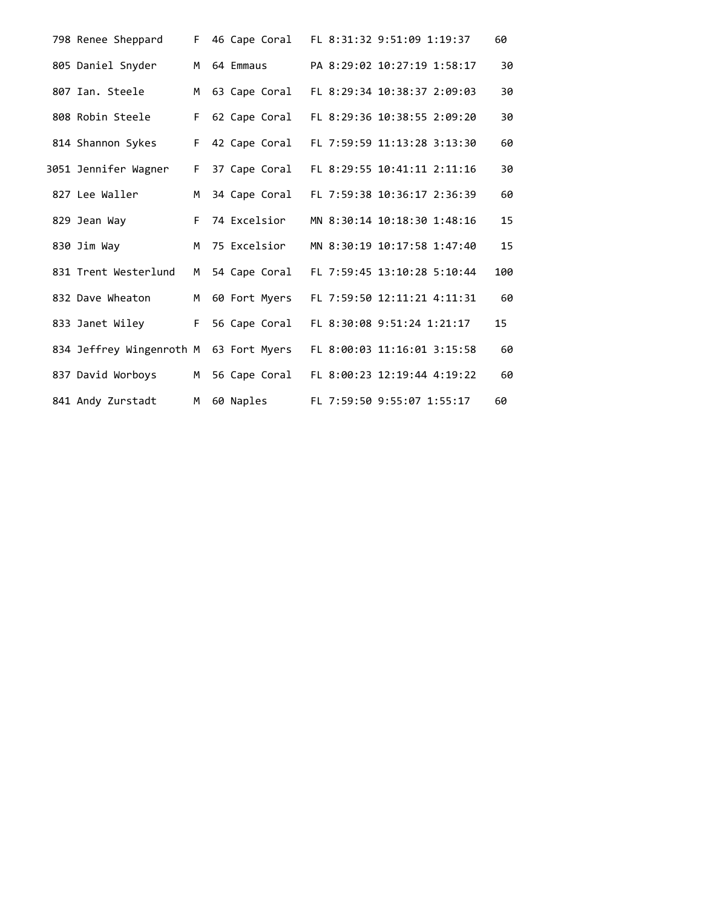| | | | | | | | | | |
|---|---|---|---|---|---|---|---|---|---|
| 798 | Renee Sheppard | F | 46 | Cape Coral | FL | 8:31:32 | 9:51:09 | 1:19:37 | 60 |
| 805 | Daniel Snyder | M | 64 | Emmaus | PA | 8:29:02 | 10:27:19 | 1:58:17 | 30 |
| 807 | Ian. Steele | M | 63 | Cape Coral | FL | 8:29:34 | 10:38:37 | 2:09:03 | 30 |
| 808 | Robin Steele | F | 62 | Cape Coral | FL | 8:29:36 | 10:38:55 | 2:09:20 | 30 |
| 814 | Shannon Sykes | F | 42 | Cape Coral | FL | 7:59:59 | 11:13:28 | 3:13:30 | 60 |
| 3051 | Jennifer Wagner | F | 37 | Cape Coral | FL | 8:29:55 | 10:41:11 | 2:11:16 | 30 |
| 827 | Lee Waller | M | 34 | Cape Coral | FL | 7:59:38 | 10:36:17 | 2:36:39 | 60 |
| 829 | Jean Way | F | 74 | Excelsior | MN | 8:30:14 | 10:18:30 | 1:48:16 | 15 |
| 830 | Jim Way | M | 75 | Excelsior | MN | 8:30:19 | 10:17:58 | 1:47:40 | 15 |
| 831 | Trent Westerlund | M | 54 | Cape Coral | FL | 7:59:45 | 13:10:28 | 5:10:44 | 100 |
| 832 | Dave Wheaton | M | 60 | Fort Myers | FL | 7:59:50 | 12:11:21 | 4:11:31 | 60 |
| 833 | Janet Wiley | F | 56 | Cape Coral | FL | 8:30:08 | 9:51:24 | 1:21:17 | 15 |
| 834 | Jeffrey Wingenroth | M | 63 | Fort Myers | FL | 8:00:03 | 11:16:01 | 3:15:58 | 60 |
| 837 | David Worboys | M | 56 | Cape Coral | FL | 8:00:23 | 12:19:44 | 4:19:22 | 60 |
| 841 | Andy Zurstadt | M | 60 | Naples | FL | 7:59:50 | 9:55:07 | 1:55:17 | 60 |